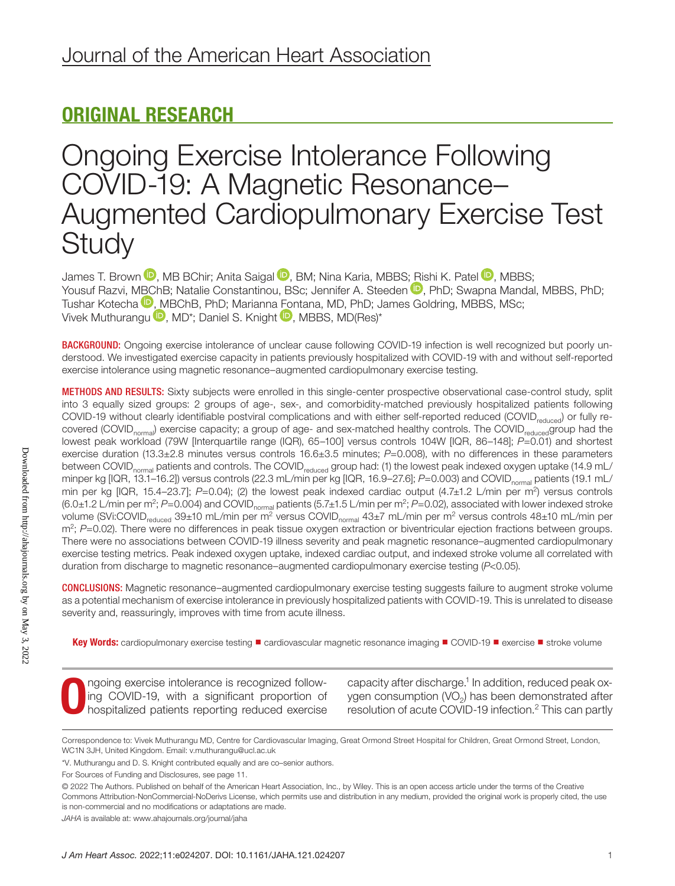## ORIGINAL RESEARCH

# Ongoing Exercise Intolerance Following COVID-19: A Magnetic Resonance–Augmented Cardiopulmonary Exercise Test Study

James T. Brown, MB BChir; Anita Saigal, BM; Nina Karia, MBBS; Rishi K. Patel, MBBS; Yousuf Razvi, MBChB; Natalie Constantinou, BSc; Jennifer A. Steeden, PhD; Swapna Mandal, MBBS, PhD; Tushar Kotecha, MBChB, PhD; Marianna Fontana, MD, PhD; James Goldring, MBBS, MSc; Vivek Muthurangu, MD*; Daniel S. Knight, MBBS, MD(Res)*

**BACKGROUND:** Ongoing exercise intolerance of unclear cause following COVID-19 infection is well recognized but poorly understood. We investigated exercise capacity in patients previously hospitalized with COVID-19 with and without self-reported exercise intolerance using magnetic resonance–augmented cardiopulmonary exercise testing.

**METHODS AND RESULTS:** Sixty subjects were enrolled in this single-center prospective observational case-control study, split into 3 equally sized groups: 2 groups of age-, sex-, and comorbidity-matched previously hospitalized patients following COVID-19 without clearly identifiable postviral complications and with either self-reported reduced ($COVID_{reduced}$) or fully recovered ($COVID_{normal}$) exercise capacity; a group of age- and sex-matched healthy controls. The $COVID_{reduced}$ group had the lowest peak workload (79W [Interquartile range (IQR), 65–100] versus controls 104W [IQR, 86–148]; $P$=0.01) and shortest exercise duration (13.3±2.8 minutes versus controls 16.6±3.5 minutes; $P$=0.008), with no differences in these parameters between $COVID_{normal}$ patients and controls. The $COVID_{reduced}$ group had: (1) the lowest peak indexed oxygen uptake (14.9 mL/minper kg [IQR, 13.1–16.2]) versus controls (22.3 mL/min per kg [IQR, 16.9–27.6]; $P$=0.003) and $COVID_{normal}$ patients (19.1 mL/min per kg [IQR, 15.4–23.7]; $P$=0.04); (2) the lowest peak indexed cardiac output (4.7±1.2 L/min per $m^2$) versus controls (6.0±1.2 L/min per $m^2$; $P$=0.004) and $COVID_{normal}$ patients (5.7±1.5 L/min per $m^2$; $P$=0.02), associated with lower indexed stroke volume (SVi:$COVID_{reduced}$ 39±10 mL/min per $m^2$ versus $COVID_{normal}$ 43±7 mL/min per $m^2$ versus controls 48±10 mL/min per $m^2$; $P$=0.02). There were no differences in peak tissue oxygen extraction or biventricular ejection fractions between groups. There were no associations between COVID-19 illness severity and peak magnetic resonance–augmented cardiopulmonary exercise testing metrics. Peak indexed oxygen uptake, indexed cardiac output, and indexed stroke volume all correlated with duration from discharge to magnetic resonance–augmented cardiopulmonary exercise testing ($P$<0.05).

**CONCLUSIONS:** Magnetic resonance–augmented cardiopulmonary exercise testing suggests failure to augment stroke volume as a potential mechanism of exercise intolerance in previously hospitalized patients with COVID-19. This is unrelated to disease severity and, reassuringly, improves with time from acute illness.

**Key Words:** cardiopulmonary exercise testing ■ cardiovascular magnetic resonance imaging ■ COVID-19 ■ exercise ■ stroke volume

Ongoing exercise intolerance is recognized following COVID-19, with a significant proportion of hospitalized patients reporting reduced exercise capacity after discharge.[1] In addition, reduced peak oxygen consumption ($VO_2$) has been demonstrated after resolution of acute COVID-19 infection.[2] This can partly

---

Correspondence to: Vivek Muthurangu MD, Centre for Cardiovascular Imaging, Great Ormond Street Hospital for Children, Great Ormond Street, London, WC1N 3JH, United Kingdom. Email: v.muthurangu@ucl.ac.uk

*V. Muthurangu and D. S. Knight contributed equally and are co–senior authors.

For Sources of Funding and Disclosures, see page 11.

© 2022 The Authors. Published on behalf of the American Heart Association, Inc., by Wiley. This is an open access article under the terms of the Creative Commons Attribution-NonCommercial-NoDerivs License, which permits use and distribution in any medium, provided the original work is properly cited, the use is non-commercial and no modifications or adaptations are made.

*JAHA* is available at: www.ahajournals.org/journal/jaha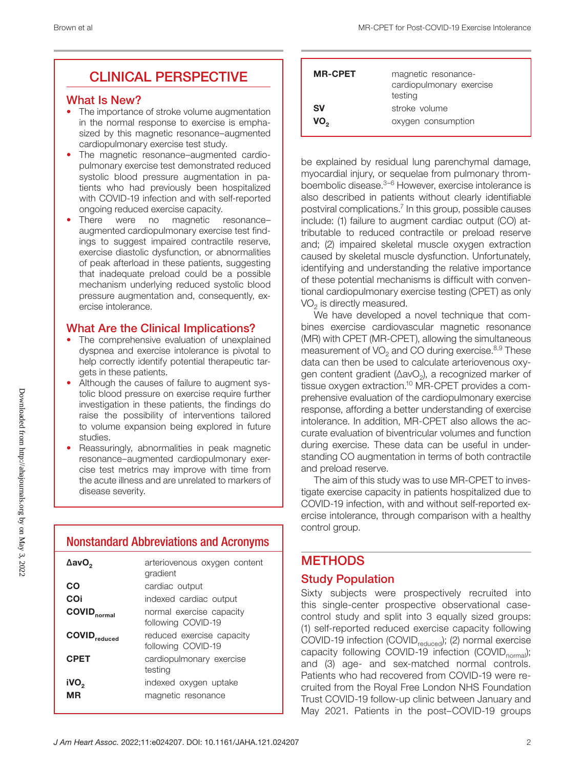## CLINICAL PERSPECTIVE

### What Is New?

- The importance of stroke volume augmentation in the normal response to exercise is emphasized by this magnetic resonance–augmented cardiopulmonary exercise test study.
- The magnetic resonance–augmented cardiopulmonary exercise test demonstrated reduced systolic blood pressure augmentation in patients who had previously been hospitalized with COVID-19 infection and with self-reported ongoing reduced exercise capacity.
- There were no magnetic resonance–augmented cardiopulmonary exercise test findings to suggest impaired contractile reserve, exercise diastolic dysfunction, or abnormalities of peak afterload in these patients, suggesting that inadequate preload could be a possible mechanism underlying reduced systolic blood pressure augmentation and, consequently, exercise intolerance.

### What Are the Clinical Implications?

- The comprehensive evaluation of unexplained dyspnea and exercise intolerance is pivotal to help correctly identify potential therapeutic targets in these patients.
- Although the causes of failure to augment systolic blood pressure on exercise require further investigation in these patients, the findings do raise the possibility of interventions tailored to volume expansion being explored in future studies.
- Reassuringly, abnormalities in peak magnetic resonance–augmented cardiopulmonary exercise test metrics may improve with time from the acute illness and are unrelated to markers of disease severity.

### Nonstandard Abbreviations and Acronyms

| | |
|---|---|
| **$\Delta avO_2$** | arteriovenous oxygen content gradient |
| **CO** | cardiac output |
| **COi** | indexed cardiac output |
| **$COVID_{normal}$** | normal exercise capacity following COVID-19 |
| **$COVID_{reduced}$** | reduced exercise capacity following COVID-19 |
| **CPET** | cardiopulmonary exercise testing |
| **$iVO_2$** | indexed oxygen uptake |
| **MR** | magnetic resonance |
| **MR-CPET** | magnetic resonance-cardiopulmonary exercise testing |
| **SV** | stroke volume |
| **$VO_2$** | oxygen consumption |

be explained by residual lung parenchymal damage, myocardial injury, or sequelae from pulmonary thromboembolic disease.[3–6] However, exercise intolerance is also described in patients without clearly identifiable postviral complications.[7] In this group, possible causes include: (1) failure to augment cardiac output (CO) attributable to reduced contractile or preload reserve and; (2) impaired skeletal muscle oxygen extraction caused by skeletal muscle dysfunction. Unfortunately, identifying and understanding the relative importance of these potential mechanisms is difficult with conventional cardiopulmonary exercise testing (CPET) as only $VO_2$ is directly measured.

We have developed a novel technique that combines exercise cardiovascular magnetic resonance (MR) with CPET (MR-CPET), allowing the simultaneous measurement of $VO_2$ and CO during exercise.[8,9] These data can then be used to calculate arteriovenous oxygen content gradient ($\Delta avO_2$), a recognized marker of tissue oxygen extraction.[10] MR-CPET provides a comprehensive evaluation of the cardiopulmonary exercise response, affording a better understanding of exercise intolerance. In addition, MR-CPET also allows the accurate evaluation of biventricular volumes and function during exercise. These data can be useful in understanding CO augmentation in terms of both contractile and preload reserve.

The aim of this study was to use MR-CPET to investigate exercise capacity in patients hospitalized due to COVID-19 infection, with and without self-reported exercise intolerance, through comparison with a healthy control group.

## METHODS

### Study Population

Sixty subjects were prospectively recruited into this single-center prospective observational case-control study and split into 3 equally sized groups: (1) self-reported reduced exercise capacity following COVID-19 infection ($COVID_{reduced}$); (2) normal exercise capacity following COVID-19 infection ($COVID_{normal}$); and (3) age- and sex-matched normal controls. Patients who had recovered from COVID-19 were recruited from the Royal Free London NHS Foundation Trust COVID-19 follow-up clinic between January and May 2021. Patients in the post–COVID-19 groups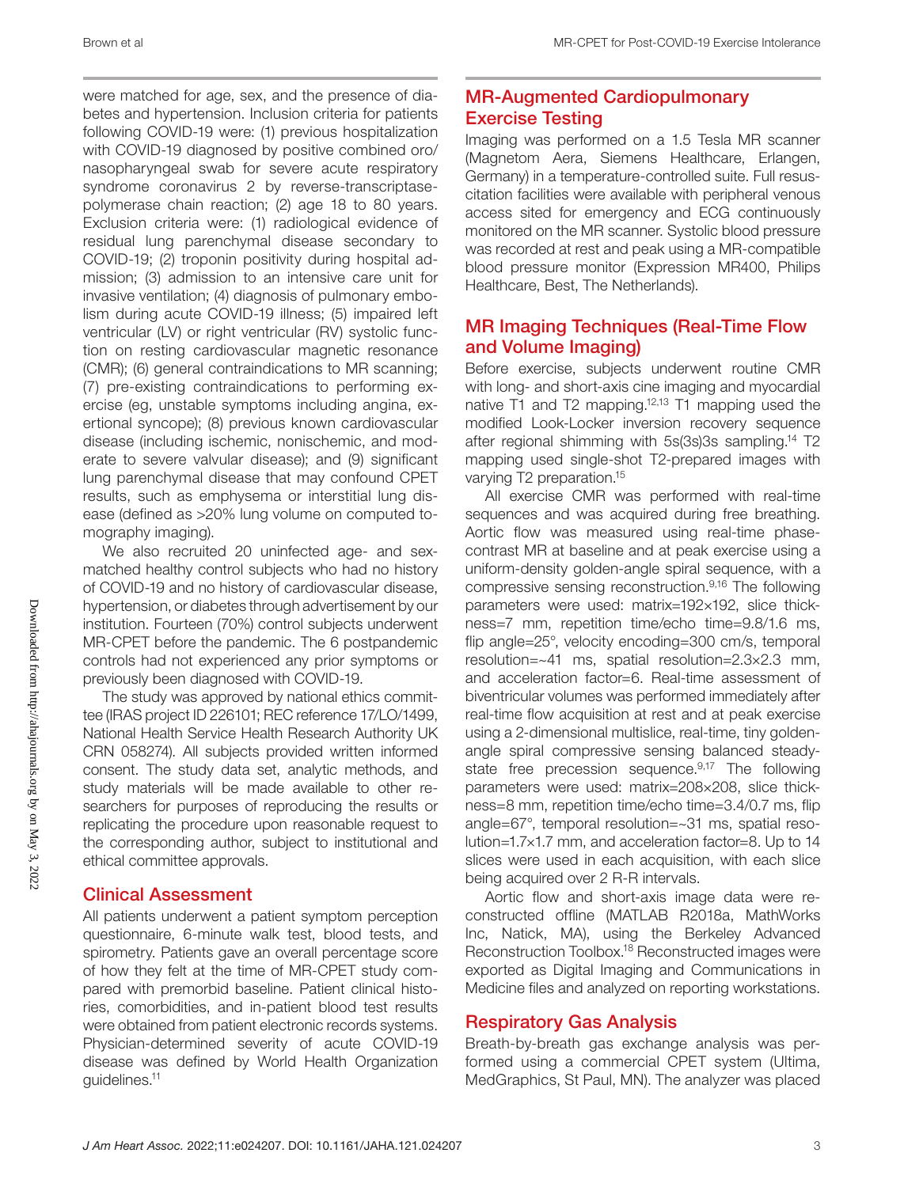were matched for age, sex, and the presence of diabetes and hypertension. Inclusion criteria for patients following COVID-19 were: (1) previous hospitalization with COVID-19 diagnosed by positive combined oro/nasopharyngeal swab for severe acute respiratory syndrome coronavirus 2 by reverse-transcriptase-polymerase chain reaction; (2) age 18 to 80 years. Exclusion criteria were: (1) radiological evidence of residual lung parenchymal disease secondary to COVID-19; (2) troponin positivity during hospital admission; (3) admission to an intensive care unit for invasive ventilation; (4) diagnosis of pulmonary embolism during acute COVID-19 illness; (5) impaired left ventricular (LV) or right ventricular (RV) systolic function on resting cardiovascular magnetic resonance (CMR); (6) general contraindications to MR scanning; (7) pre-existing contraindications to performing exercise (eg, unstable symptoms including angina, exertional syncope); (8) previous known cardiovascular disease (including ischemic, nonischemic, and moderate to severe valvular disease); and (9) significant lung parenchymal disease that may confound CPET results, such as emphysema or interstitial lung disease (defined as >20% lung volume on computed tomography imaging).

We also recruited 20 uninfected age- and sex-matched healthy control subjects who had no history of COVID-19 and no history of cardiovascular disease, hypertension, or diabetes through advertisement by our institution. Fourteen (70%) control subjects underwent MR-CPET before the pandemic. The 6 postpandemic controls had not experienced any prior symptoms or previously been diagnosed with COVID-19.

The study was approved by national ethics committee (IRAS project ID 226101; REC reference 17/LO/1499, National Health Service Health Research Authority UK CRN 058274). All subjects provided written informed consent. The study data set, analytic methods, and study materials will be made available to other researchers for purposes of reproducing the results or replicating the procedure upon reasonable request to the corresponding author, subject to institutional and ethical committee approvals.

## Clinical Assessment

All patients underwent a patient symptom perception questionnaire, 6-minute walk test, blood tests, and spirometry. Patients gave an overall percentage score of how they felt at the time of MR-CPET study compared with premorbid baseline. Patient clinical histories, comorbidities, and in-patient blood test results were obtained from patient electronic records systems. Physician-determined severity of acute COVID-19 disease was defined by World Health Organization guidelines.[11]

## MR-Augmented Cardiopulmonary Exercise Testing

Imaging was performed on a 1.5 Tesla MR scanner (Magnetom Aera, Siemens Healthcare, Erlangen, Germany) in a temperature-controlled suite. Full resuscitation facilities were available with peripheral venous access sited for emergency and ECG continuously monitored on the MR scanner. Systolic blood pressure was recorded at rest and peak using a MR-compatible blood pressure monitor (Expression MR400, Philips Healthcare, Best, The Netherlands).

## MR Imaging Techniques (Real-Time Flow and Volume Imaging)

Before exercise, subjects underwent routine CMR with long- and short-axis cine imaging and myocardial native T1 and T2 mapping.[12,13] T1 mapping used the modified Look-Locker inversion recovery sequence after regional shimming with 5s(3s)3s sampling.[14] T2 mapping used single-shot T2-prepared images with varying T2 preparation.[15]

All exercise CMR was performed with real-time sequences and was acquired during free breathing. Aortic flow was measured using real-time phase-contrast MR at baseline and at peak exercise using a uniform-density golden-angle spiral sequence, with a compressive sensing reconstruction.[9,16] The following parameters were used: matrix=192×192, slice thickness=7 mm, repetition time/echo time=9.8/1.6 ms, flip angle=25°, velocity encoding=300 cm/s, temporal resolution=~41 ms, spatial resolution=2.3×2.3 mm, and acceleration factor=6. Real-time assessment of biventricular volumes was performed immediately after real-time flow acquisition at rest and at peak exercise using a 2-dimensional multislice, real-time, tiny golden-angle spiral compressive sensing balanced steady-state free precession sequence.[9,17] The following parameters were used: matrix=208×208, slice thickness=8 mm, repetition time/echo time=3.4/0.7 ms, flip angle=67°, temporal resolution=~31 ms, spatial resolution=1.7×1.7 mm, and acceleration factor=8. Up to 14 slices were used in each acquisition, with each slice being acquired over 2 R-R intervals.

Aortic flow and short-axis image data were reconstructed offline (MATLAB R2018a, MathWorks Inc, Natick, MA), using the Berkeley Advanced Reconstruction Toolbox.[18] Reconstructed images were exported as Digital Imaging and Communications in Medicine files and analyzed on reporting workstations.

## Respiratory Gas Analysis

Breath-by-breath gas exchange analysis was performed using a commercial CPET system (Ultima, MedGraphics, St Paul, MN). The analyzer was placed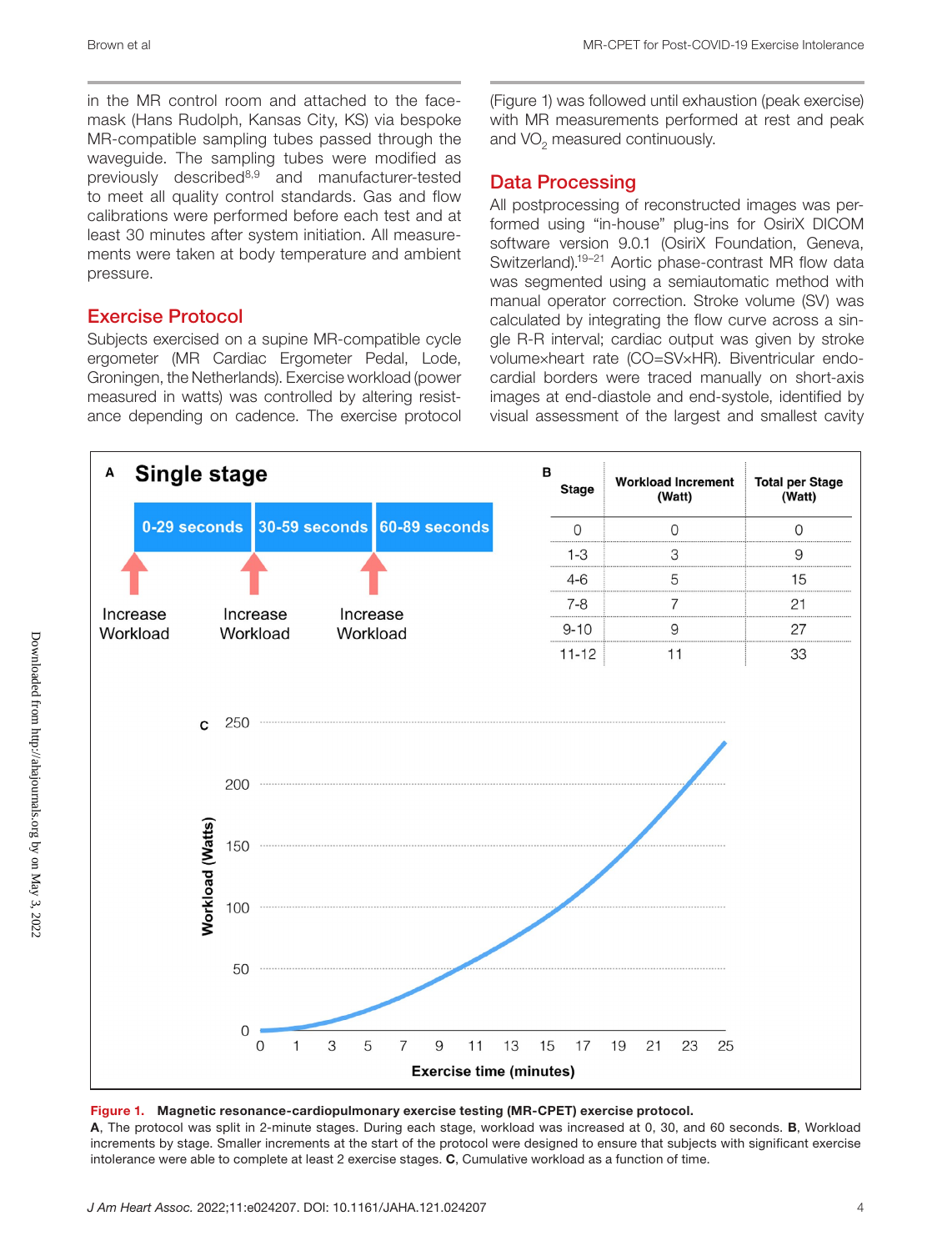in the MR control room and attached to the facemask (Hans Rudolph, Kansas City, KS) via bespoke MR-compatible sampling tubes passed through the waveguide. The sampling tubes were modified as previously described[8,9] and manufacturer-tested to meet all quality control standards. Gas and flow calibrations were performed before each test and at least 30 minutes after system initiation. All measurements were taken at body temperature and ambient pressure.

## Exercise Protocol

Subjects exercised on a supine MR-compatible cycle ergometer (MR Cardiac Ergometer Pedal, Lode, Groningen, the Netherlands). Exercise workload (power measured in watts) was controlled by altering resistance depending on cadence. The exercise protocol (Figure 1) was followed until exhaustion (peak exercise) with MR measurements performed at rest and peak and $VO_2$ measured continuously.

## Data Processing

All postprocessing of reconstructed images was performed using "in-house" plug-ins for OsiriX DICOM software version 9.0.1 (OsiriX Foundation, Geneva, Switzerland).[19–21] Aortic phase-contrast MR flow data was segmented using a semiautomatic method with manual operator correction. Stroke volume (SV) was calculated by integrating the flow curve across a single R-R interval; cardiac output was given by stroke volume×heart rate (CO=SV×HR). Biventricular endocardial borders were traced manually on short-axis images at end-diastole and end-systole, identified by visual assessment of the largest and smallest cavity

**A Single stage**

| 0-29 seconds | 30-59 seconds | 60-89 seconds |
|---|---|---|
| Increase Workload | Increase Workload | Increase Workload |

**B**

| Stage | Workload Increment (Watt) | Total per Stage (Watt) |
|---|---|---|
| 0 | 0 | 0 |
| 1-3 | 3 | 9 |
| 4-6 | 5 | 15 |
| 7-8 | 7 | 21 |
| 9-10 | 9 | 27 |
| 11-12 | 11 | 33 |

**C** (Workload (Watts) vs Exercise time (minutes))

**Figure 1. Magnetic resonance-cardiopulmonary exercise testing (MR-CPET) exercise protocol.**
**A**, The protocol was split in 2-minute stages. During each stage, workload was increased at 0, 30, and 60 seconds. **B**, Workload increments by stage. Smaller increments at the start of the protocol were designed to ensure that subjects with significant exercise intolerance were able to complete at least 2 exercise stages. **C**, Cumulative workload as a function of time.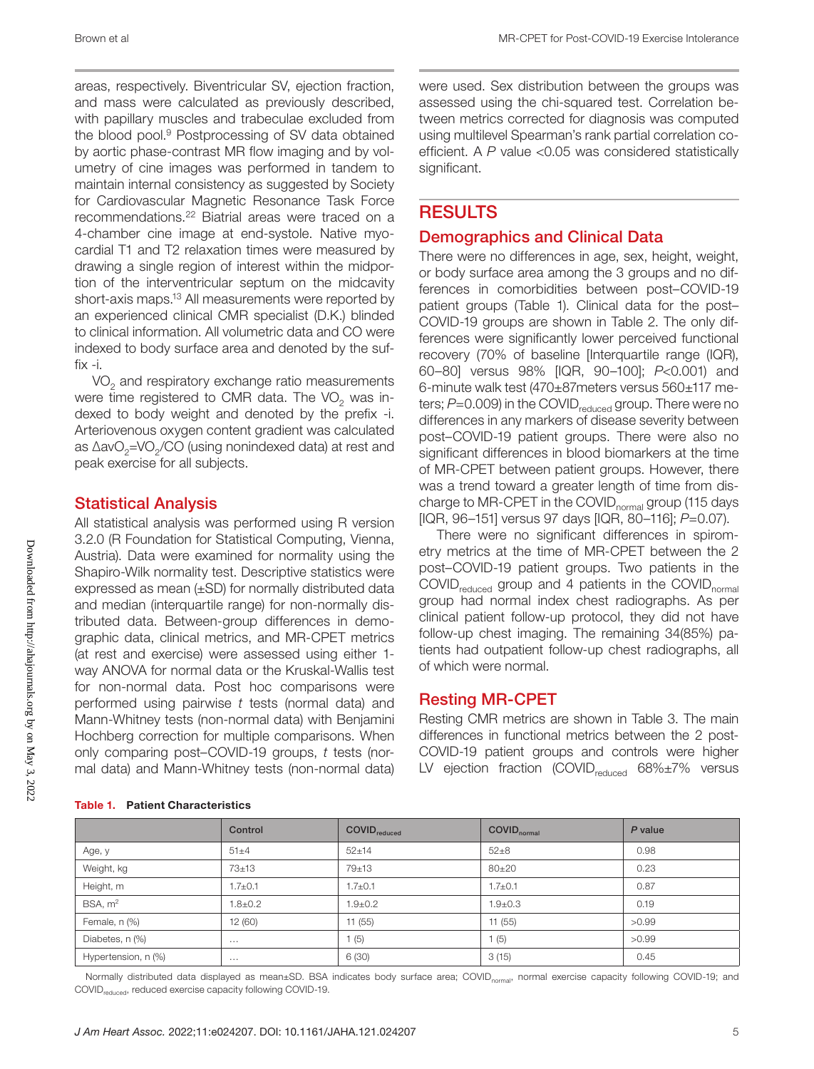areas, respectively. Biventricular SV, ejection fraction, and mass were calculated as previously described, with papillary muscles and trabeculae excluded from the blood pool.[9] Postprocessing of SV data obtained by aortic phase-contrast MR flow imaging and by volumetry of cine images was performed in tandem to maintain internal consistency as suggested by Society for Cardiovascular Magnetic Resonance Task Force recommendations.[22] Biatrial areas were traced on a 4-chamber cine image at end-systole. Native myocardial T1 and T2 relaxation times were measured by drawing a single region of interest within the midportion of the interventricular septum on the midcavity short-axis maps.[13] All measurements were reported by an experienced clinical CMR specialist (D.K.) blinded to clinical information. All volumetric data and CO were indexed to body surface area and denoted by the suffix -i.

$VO_2$ and respiratory exchange ratio measurements were time registered to CMR data. The $VO_2$ was indexed to body weight and denoted by the prefix -i. Arteriovenous oxygen content gradient was calculated as $\Delta avO_2 = VO_2/CO$ (using nonindexed data) at rest and peak exercise for all subjects.

## Statistical Analysis

All statistical analysis was performed using R version 3.2.0 (R Foundation for Statistical Computing, Vienna, Austria). Data were examined for normality using the Shapiro-Wilk normality test. Descriptive statistics were expressed as mean (±SD) for normally distributed data and median (interquartile range) for non-normally distributed data. Between-group differences in demographic data, clinical metrics, and MR-CPET metrics (at rest and exercise) were assessed using either 1-way ANOVA for normal data or the Kruskal-Wallis test for non-normal data. Post hoc comparisons were performed using pairwise *t* tests (normal data) and Mann-Whitney tests (non-normal data) with Benjamini Hochberg correction for multiple comparisons. When only comparing post–COVID-19 groups, *t* tests (normal data) and Mann-Whitney tests (non-normal data) were used. Sex distribution between the groups was assessed using the chi-squared test. Correlation between metrics corrected for diagnosis was computed using multilevel Spearman's rank partial correlation coefficient. A *P* value <0.05 was considered statistically significant.

# RESULTS

## Demographics and Clinical Data

There were no differences in age, sex, height, weight, or body surface area among the 3 groups and no differences in comorbidities between post–COVID-19 patient groups (Table 1). Clinical data for the post–COVID-19 groups are shown in Table 2. The only differences were significantly lower perceived functional recovery (70% of baseline [Interquartile range (IQR), 60–80] versus 98% [IQR, 90–100]; *P*<0.001) and 6-minute walk test (470±87meters versus 560±117 meters; *P*=0.009) in the $COVID_{reduced}$ group. There were no differences in any markers of disease severity between post–COVID-19 patient groups. There were also no significant differences in blood biomarkers at the time of MR-CPET between patient groups. However, there was a trend toward a greater length of time from discharge to MR-CPET in the $COVID_{normal}$ group (115 days [IQR, 96–151] versus 97 days [IQR, 80–116]; *P*=0.07).

There were no significant differences in spirometry metrics at the time of MR-CPET between the 2 post–COVID-19 patient groups. Two patients in the $COVID_{reduced}$ group and 4 patients in the $COVID_{normal}$ group had normal index chest radiographs. As per clinical patient follow-up protocol, they did not have follow-up chest imaging. The remaining 34(85%) patients had outpatient follow-up chest radiographs, all of which were normal.

## Resting MR-CPET

Resting CMR metrics are shown in Table 3. The main differences in functional metrics between the 2 post–COVID-19 patient groups and controls were higher LV ejection fraction ($COVID_{reduced}$ 68%±7% versus

**Table 1. Patient Characteristics**

| | Control | $COVID_{reduced}$ | $COVID_{normal}$ | *P* value |
|---|---|---|---|---|
| Age, y | 51±4 | 52±14 | 52±8 | 0.98 |
| Weight, kg | 73±13 | 79±13 | 80±20 | 0.23 |
| Height, m | 1.7±0.1 | 1.7±0.1 | 1.7±0.1 | 0.87 |
| BSA, $m^2$ | 1.8±0.2 | 1.9±0.2 | 1.9±0.3 | 0.19 |
| Female, n (%) | 12 (60) | 11 (55) | 11 (55) | >0.99 |
| Diabetes, n (%) | ... | 1 (5) | 1 (5) | >0.99 |
| Hypertension, n (%) | ... | 6 (30) | 3 (15) | 0.45 |

Normally distributed data displayed as mean±SD. BSA indicates body surface area; $COVID_{normal}$, normal exercise capacity following COVID-19; and $COVID_{reduced}$, reduced exercise capacity following COVID-19.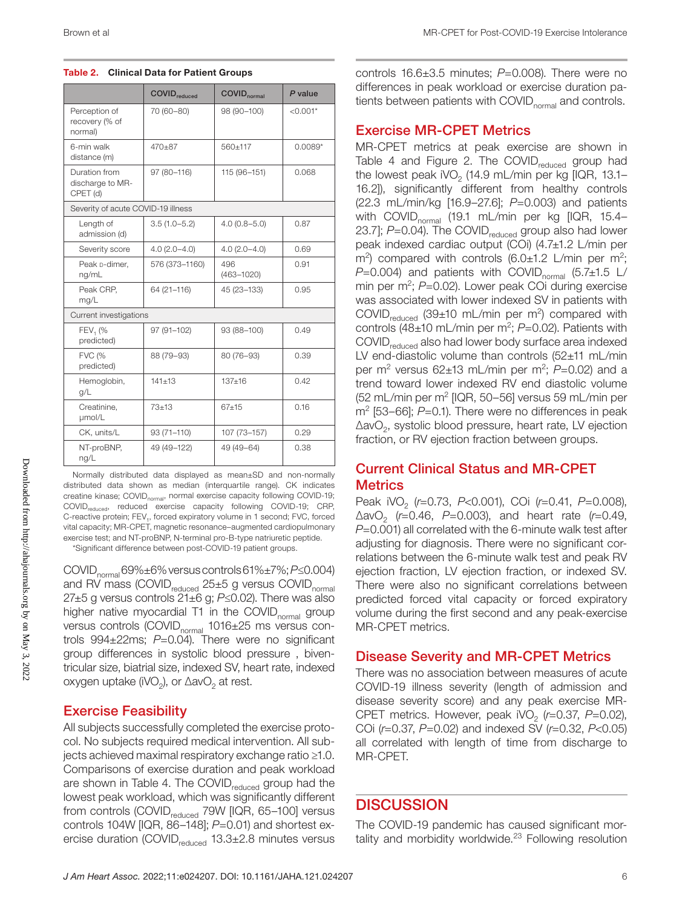**Table 2. Clinical Data for Patient Groups**

| | $COVID_{reduced}$ | $COVID_{normal}$ | *P* value |
|---|---|---|---|
| Perception of recovery (% of normal) | 70 (60–80) | 98 (90–100) | <0.001* |
| 6-min walk distance (m) | 470±87 | 560±117 | 0.0089* |
| Duration from discharge to MR-CPET (d) | 97 (80–116) | 115 (96–151) | 0.068 |
| Severity of acute COVID-19 illness | | | |
| Length of admission (d) | 3.5 (1.0–5.2) | 4.0 (0.8–5.0) | 0.87 |
| Severity score | 4.0 (2.0–4.0) | 4.0 (2.0–4.0) | 0.69 |
| Peak D-dimer, ng/mL | 576 (373–1160) | 496 (463–1020) | 0.91 |
| Peak CRP, mg/L | 64 (21–116) | 45 (23–133) | 0.95 |
| Current investigations | | | |
| $FEV_1$ (% predicted) | 97 (91–102) | 93 (88–100) | 0.49 |
| FVC (% predicted) | 88 (79–93) | 80 (76–93) | 0.39 |
| Hemoglobin, g/L | 141±13 | 137±16 | 0.42 |
| Creatinine, μmol/L | 73±13 | 67±15 | 0.16 |
| CK, units/L | 93 (71–110) | 107 (73–157) | 0.29 |
| NT-proBNP, ng/L | 49 (49–122) | 49 (49–64) | 0.38 |

Normally distributed data displayed as mean±SD and non-normally distributed data shown as median (interquartile range). CK indicates creatine kinase; $COVID_{normal}$, normal exercise capacity following COVID-19; $COVID_{reduced}$, reduced exercise capacity following COVID-19; CRP, C-reactive protein; $FEV_1$, forced expiratory volume in 1 second; FVC, forced vital capacity; MR-CPET, magnetic resonance–augmented cardiopulmonary exercise test; and NT-proBNP, N-terminal pro-B-type natriuretic peptide.
*Significant difference between post-COVID-19 patient groups.

$COVID_{normal}$ 69%±6% versus controls 61%±7%; $P \leq 0.004$) and RV mass ($COVID_{reduced}$ 25±5 g versus $COVID_{normal}$ 27±5 g versus controls 21±6 g; $P \leq 0.02$). There was also higher native myocardial T1 in the $COVID_{normal}$ group versus controls ($COVID_{normal}$ 1016±25 ms versus controls 994±22ms; $P$=0.04). There were no significant group differences in systolic blood pressure , biventricular size, biatrial size, indexed SV, heart rate, indexed oxygen uptake ($iVO_2$), or $\Delta avO_2$ at rest.

## Exercise Feasibility

All subjects successfully completed the exercise protocol. No subjects required medical intervention. All subjects achieved maximal respiratory exchange ratio ≥1.0. Comparisons of exercise duration and peak workload are shown in Table 4. The $COVID_{reduced}$ group had the lowest peak workload, which was significantly different from controls ($COVID_{reduced}$ 79W [IQR, 65–100] versus controls 104W [IQR, 86–148]; $P$=0.01) and shortest exercise duration ($COVID_{reduced}$ 13.3±2.8 minutes versus controls 16.6±3.5 minutes; $P$=0.008). There were no differences in peak workload or exercise duration patients between patients with $COVID_{normal}$ and controls.

## Exercise MR-CPET Metrics

MR-CPET metrics at peak exercise are shown in Table 4 and Figure 2. The $COVID_{reduced}$ group had the lowest peak $iVO_2$ (14.9 mL/min per kg [IQR, 13.1–16.2]), significantly different from healthy controls (22.3 mL/min/kg [16.9–27.6]; $P$=0.003) and patients with $COVID_{normal}$ (19.1 mL/min per kg [IQR, 15.4–23.7]; $P$=0.04). The $COVID_{reduced}$ group also had lower peak indexed cardiac output (COi) (4.7±1.2 L/min per $m^2$) compared with controls (6.0±1.2 L/min per $m^2$; $P$=0.004) and patients with $COVID_{normal}$ (5.7±1.5 L/min per $m^2$; $P$=0.02). Lower peak COi during exercise was associated with lower indexed SV in patients with $COVID_{reduced}$ (39±10 mL/min per $m^2$) compared with controls (48±10 mL/min per $m^2$; $P$=0.02). Patients with $COVID_{reduced}$ also had lower body surface area indexed LV end-diastolic volume than controls (52±11 mL/min per $m^2$ versus 62±13 mL/min per $m^2$; $P$=0.02) and a trend toward lower indexed RV end diastolic volume (52 mL/min per $m^2$ [IQR, 50–56] versus 59 mL/min per $m^2$ [53–66]; $P$=0.1). There were no differences in peak $\Delta avO_2$, systolic blood pressure, heart rate, LV ejection fraction, or RV ejection fraction between groups.

## Current Clinical Status and MR-CPET Metrics

Peak $iVO_2$ ($r$=0.73, $P$<0.001), COi ($r$=0.41, $P$=0.008), $\Delta avO_2$ ($r$=0.46, $P$=0.003), and heart rate ($r$=0.49, $P$=0.001) all correlated with the 6-minute walk test after adjusting for diagnosis. There were no significant correlations between the 6-minute walk test and peak RV ejection fraction, LV ejection fraction, or indexed SV. There were also no significant correlations between predicted forced vital capacity or forced expiratory volume during the first second and any peak-exercise MR-CPET metrics.

## Disease Severity and MR-CPET Metrics

There was no association between measures of acute COVID-19 illness severity (length of admission and disease severity score) and any peak exercise MR-CPET metrics. However, peak $iVO_2$ ($r$=0.37, $P$=0.02), COi ($r$=0.37, $P$=0.02) and indexed SV ($r$=0.32, $P$<0.05) all correlated with length of time from discharge to MR-CPET.

# DISCUSSION

The COVID-19 pandemic has caused significant mortality and morbidity worldwide.[23] Following resolution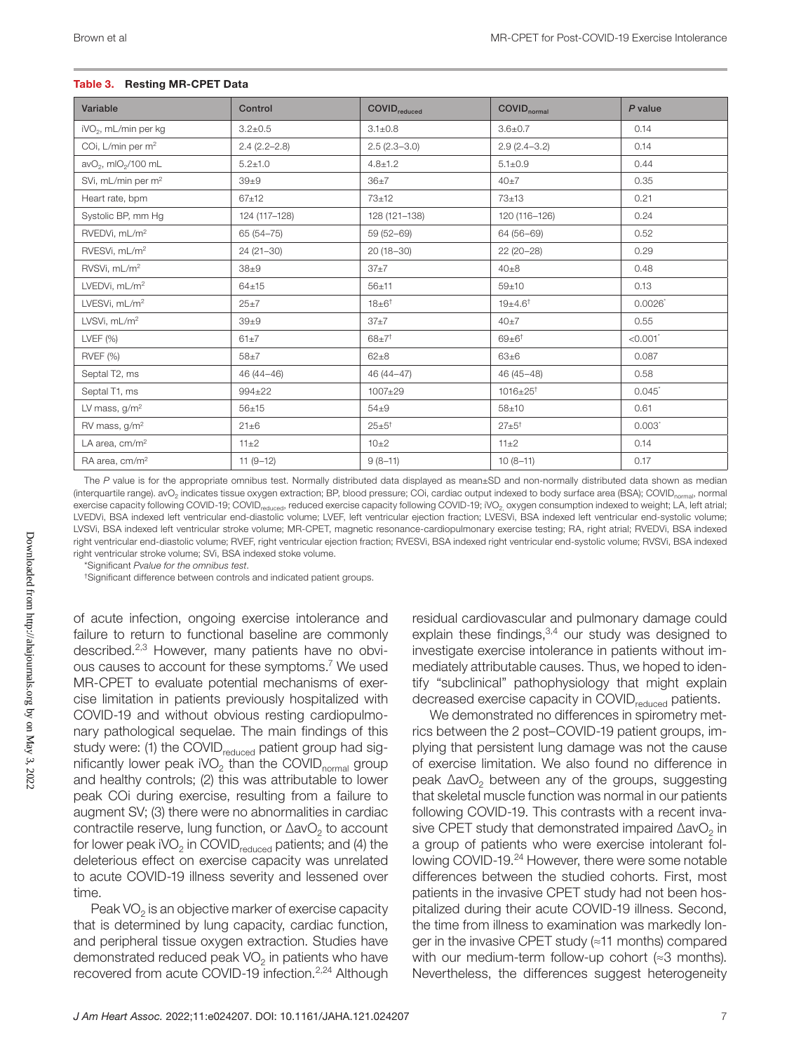**Table 3. Resting MR-CPET Data**

| Variable | Control | $COVID_{reduced}$ | $COVID_{normal}$ | *P* value |
|---|---|---|---|---|
| $iVO_2$, mL/min per kg | 3.2±0.5 | 3.1±0.8 | 3.6±0.7 | 0.14 |
| COi, L/min per $m^2$ | 2.4 (2.2–2.8) | 2.5 (2.3–3.0) | 2.9 (2.4–3.2) | 0.14 |
| $avO_2$, $mlO_2$/100 mL | 5.2±1.0 | 4.8±1.2 | 5.1±0.9 | 0.44 |
| SVi, mL/min per $m^2$ | 39±9 | 36±7 | 40±7 | 0.35 |
| Heart rate, bpm | 67±12 | 73±12 | 73±13 | 0.21 |
| Systolic BP, mm Hg | 124 (117–128) | 128 (121–138) | 120 (116–126) | 0.24 |
| RVEDVi, mL/$m^2$ | 65 (54–75) | 59 (52–69) | 64 (56–69) | 0.52 |
| RVESVi, mL/$m^2$ | 24 (21–30) | 20 (18–30) | 22 (20–28) | 0.29 |
| RVSVi, mL/$m^2$ | 38±9 | 37±7 | 40±8 | 0.48 |
| LVEDVi, mL/$m^2$ | 64±15 | 56±11 | 59±10 | 0.13 |
| LVESVi, mL/$m^2$ | 25±7 | 18±6[†] | 19±4.6[†] | 0.0026[*] |
| LVSVi, mL/$m^2$ | 39±9 | 37±7 | 40±7 | 0.55 |
| LVEF (%) | 61±7 | 68±7[†] | 69±6[†] | <0.001[*] |
| RVEF (%) | 58±7 | 62±8 | 63±6 | 0.087 |
| Septal T2, ms | 46 (44–46) | 46 (44–47) | 46 (45–48) | 0.58 |
| Septal T1, ms | 994±22 | 1007±29 | 1016±25[†] | 0.045[*] |
| LV mass, g/$m^2$ | 56±15 | 54±9 | 58±10 | 0.61 |
| RV mass, g/$m^2$ | 21±6 | 25±5[†] | 27±5[†] | 0.003[*] |
| LA area, cm/$m^2$ | 11±2 | 10±2 | 11±2 | 0.14 |
| RA area, cm/$m^2$ | 11 (9–12) | 9 (8–11) | 10 (8–11) | 0.17 |

The *P* value is for the appropriate omnibus test. Normally distributed data displayed as mean±SD and non-normally distributed data shown as median (interquartile range). $avO_2$ indicates tissue oxygen extraction; BP, blood pressure; COi, cardiac output indexed to body surface area (BSA); $COVID_{normal}$, normal exercise capacity following COVID-19; $COVID_{reduced}$, reduced exercise capacity following COVID-19; $iVO_2$, oxygen consumption indexed to weight; LA, left atrial; LVEDVi, BSA indexed left ventricular end-diastolic volume; LVEF, left ventricular ejection fraction; LVESVi, BSA indexed left ventricular end-systolic volume; LVSVi, BSA indexed left ventricular stroke volume; MR-CPET, magnetic resonance-cardiopulmonary exercise testing; RA, right atrial; RVEDVi, BSA indexed right ventricular end-diastolic volume; RVEF, right ventricular ejection fraction; RVESVi, BSA indexed right ventricular end-systolic volume; RVSVi, BSA indexed right ventricular stroke volume; SVi, BSA indexed stoke volume.

*Significant *P*value for the omnibus test.

†Significant difference between controls and indicated patient groups.

of acute infection, ongoing exercise intolerance and failure to return to functional baseline are commonly described.[2,3] However, many patients have no obvious causes to account for these symptoms.[7] We used MR-CPET to evaluate potential mechanisms of exercise limitation in patients previously hospitalized with COVID-19 and without obvious resting cardiopulmonary pathological sequelae. The main findings of this study were: (1) the $COVID_{reduced}$ patient group had significantly lower peak $iVO_2$ than the $COVID_{normal}$ group and healthy controls; (2) this was attributable to lower peak COi during exercise, resulting from a failure to augment SV; (3) there were no abnormalities in cardiac contractile reserve, lung function, or $\Delta avO_2$ to account for lower peak $iVO_2$ in $COVID_{reduced}$ patients; and (4) the deleterious effect on exercise capacity was unrelated to acute COVID-19 illness severity and lessened over time.

Peak $VO_2$ is an objective marker of exercise capacity that is determined by lung capacity, cardiac function, and peripheral tissue oxygen extraction. Studies have demonstrated reduced peak $VO_2$ in patients who have recovered from acute COVID-19 infection.[2,24] Although residual cardiovascular and pulmonary damage could explain these findings,[3,4] our study was designed to investigate exercise intolerance in patients without immediately attributable causes. Thus, we hoped to identify "subclinical" pathophysiology that might explain decreased exercise capacity in $COVID_{reduced}$ patients.

We demonstrated no differences in spirometry metrics between the 2 post–COVID-19 patient groups, implying that persistent lung damage was not the cause of exercise limitation. We also found no difference in peak $\Delta avO_2$ between any of the groups, suggesting that skeletal muscle function was normal in our patients following COVID-19. This contrasts with a recent invasive CPET study that demonstrated impaired $\Delta avO_2$ in a group of patients who were exercise intolerant following COVID-19.[24] However, there were some notable differences between the studied cohorts. First, most patients in the invasive CPET study had not been hospitalized during their acute COVID-19 illness. Second, the time from illness to examination was markedly longer in the invasive CPET study (≈11 months) compared with our medium-term follow-up cohort (≈3 months). Nevertheless, the differences suggest heterogeneity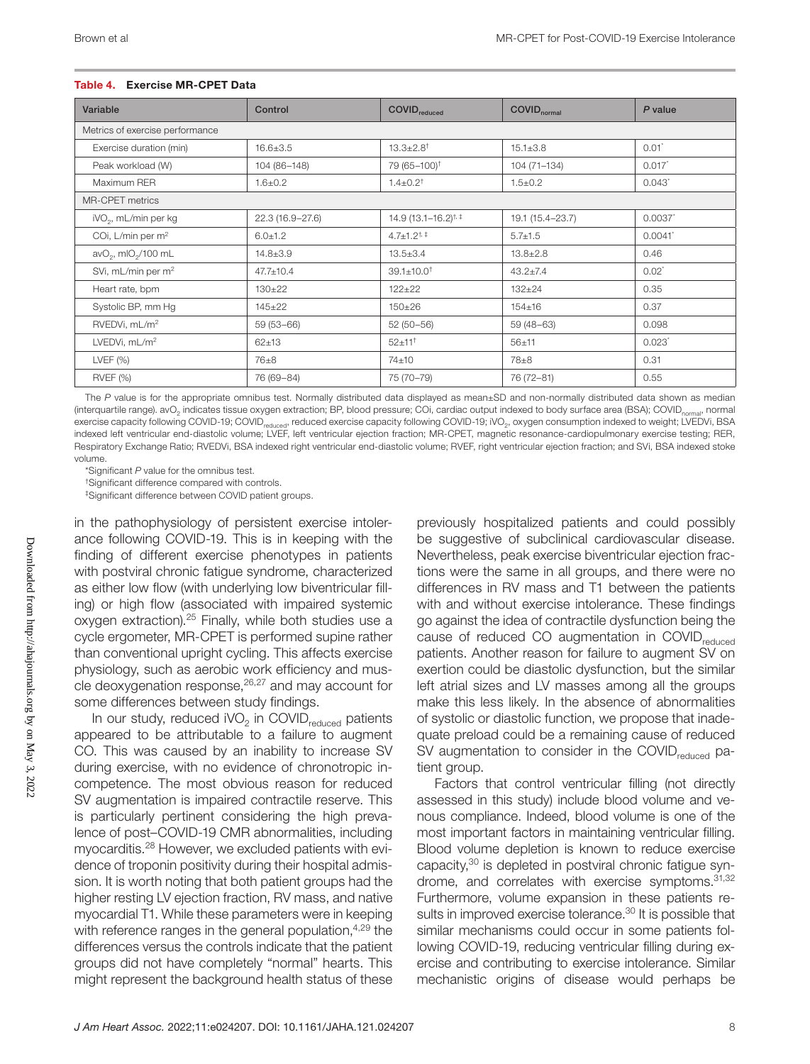**Table 4. Exercise MR-CPET Data**

| Variable | Control | $COVID_{reduced}$ | $COVID_{normal}$ | *P* value |
|---|---|---|---|---|
| Metrics of exercise performance | | | | |
| Exercise duration (min) | 16.6±3.5 | 13.3±2.8[†] | 15.1±3.8 | 0.01[*] |
| Peak workload (W) | 104 (86–148) | 79 (65–100)[†] | 104 (71–134) | 0.017[*] |
| Maximum RER | 1.6±0.2 | 1.4±0.2[†] | 1.5±0.2 | 0.043[*] |
| MR-CPET metrics | | | | |
| $iVO_2$, mL/min per kg | 22.3 (16.9–27.6) | 14.9 (13.1–16.2)[†, ‡] | 19.1 (15.4–23.7) | 0.0037[*] |
| COi, L/min per $m^2$ | 6.0±1.2 | 4.7±1.2[†, ‡] | 5.7±1.5 | 0.0041[*] |
| $avO_2$, $mlO_2$/100 mL | 14.8±3.9 | 13.5±3.4 | 13.8±2.8 | 0.46 |
| SVi, mL/min per $m^2$ | 47.7±10.4 | 39.1±10.0[†] | 43.2±7.4 | 0.02[*] |
| Heart rate, bpm | 130±22 | 122±22 | 132±24 | 0.35 |
| Systolic BP, mm Hg | 145±22 | 150±26 | 154±16 | 0.37 |
| RVEDVi, mL/$m^2$ | 59 (53–66) | 52 (50–56) | 59 (48–63) | 0.098 |
| LVEDVi, mL/$m^2$ | 62±13 | 52±11[†] | 56±11 | 0.023[*] |
| LVEF (%) | 76±8 | 74±10 | 78±8 | 0.31 |
| RVEF (%) | 76 (69–84) | 75 (70–79) | 76 (72–81) | 0.55 |

The *P* value is for the appropriate omnibus test. Normally distributed data displayed as mean±SD and non-normally distributed data shown as median (interquartile range). $avO_2$ indicates tissue oxygen extraction; BP, blood pressure; COi, cardiac output indexed to body surface area (BSA); $COVID_{normal}$, normal exercise capacity following COVID-19; $COVID_{reduced}$, reduced exercise capacity following COVID-19; $iVO_2$, oxygen consumption indexed to weight; LVEDVi, BSA indexed left ventricular end-diastolic volume; LVEF, left ventricular ejection fraction; MR-CPET, magnetic resonance-cardiopulmonary exercise testing; RER, Respiratory Exchange Ratio; RVEDVi, BSA indexed right ventricular end-diastolic volume; RVEF, right ventricular ejection fraction; and SVi, BSA indexed stroke volume.

*Significant *P* value for the omnibus test.

†Significant difference compared with controls.

‡Significant difference between COVID patient groups.

in the pathophysiology of persistent exercise intolerance following COVID-19. This is in keeping with the finding of different exercise phenotypes in patients with postviral chronic fatigue syndrome, characterized as either low flow (with underlying low biventricular filling) or high flow (associated with impaired systemic oxygen extraction).[25] Finally, while both studies use a cycle ergometer, MR-CPET is performed supine rather than conventional upright cycling. This affects exercise physiology, such as aerobic work efficiency and muscle deoxygenation response,[26,27] and may account for some differences between study findings.

In our study, reduced $iVO_2$ in $COVID_{reduced}$ patients appeared to be attributable to a failure to augment CO. This was caused by an inability to increase SV during exercise, with no evidence of chronotropic incompetence. The most obvious reason for reduced SV augmentation is impaired contractile reserve. This is particularly pertinent considering the high prevalence of post–COVID-19 CMR abnormalities, including myocarditis.[28] However, we excluded patients with evidence of troponin positivity during their hospital admission. It is worth noting that both patient groups had the higher resting LV ejection fraction, RV mass, and native myocardial T1. While these parameters were in keeping with reference ranges in the general population,[4,29] the differences versus the controls indicate that the patient groups did not have completely "normal" hearts. This might represent the background health status of these previously hospitalized patients and could possibly be suggestive of subclinical cardiovascular disease. Nevertheless, peak exercise biventricular ejection fractions were the same in all groups, and there were no differences in RV mass and T1 between the patients with and without exercise intolerance. These findings go against the idea of contractile dysfunction being the cause of reduced CO augmentation in $COVID_{reduced}$ patients. Another reason for failure to augment SV on exertion could be diastolic dysfunction, but the similar left atrial sizes and LV masses among all the groups make this less likely. In the absence of abnormalities of systolic or diastolic function, we propose that inadequate preload could be a remaining cause of reduced SV augmentation to consider in the $COVID_{reduced}$ patient group.

Factors that control ventricular filling (not directly assessed in this study) include blood volume and venous compliance. Indeed, blood volume is one of the most important factors in maintaining ventricular filling. Blood volume depletion is known to reduce exercise capacity,[30] is depleted in postviral chronic fatigue syndrome, and correlates with exercise symptoms.[31,32] Furthermore, volume expansion in these patients results in improved exercise tolerance.[30] It is possible that similar mechanisms could occur in some patients following COVID-19, reducing ventricular filling during exercise and contributing to exercise intolerance. Similar mechanistic origins of disease would perhaps be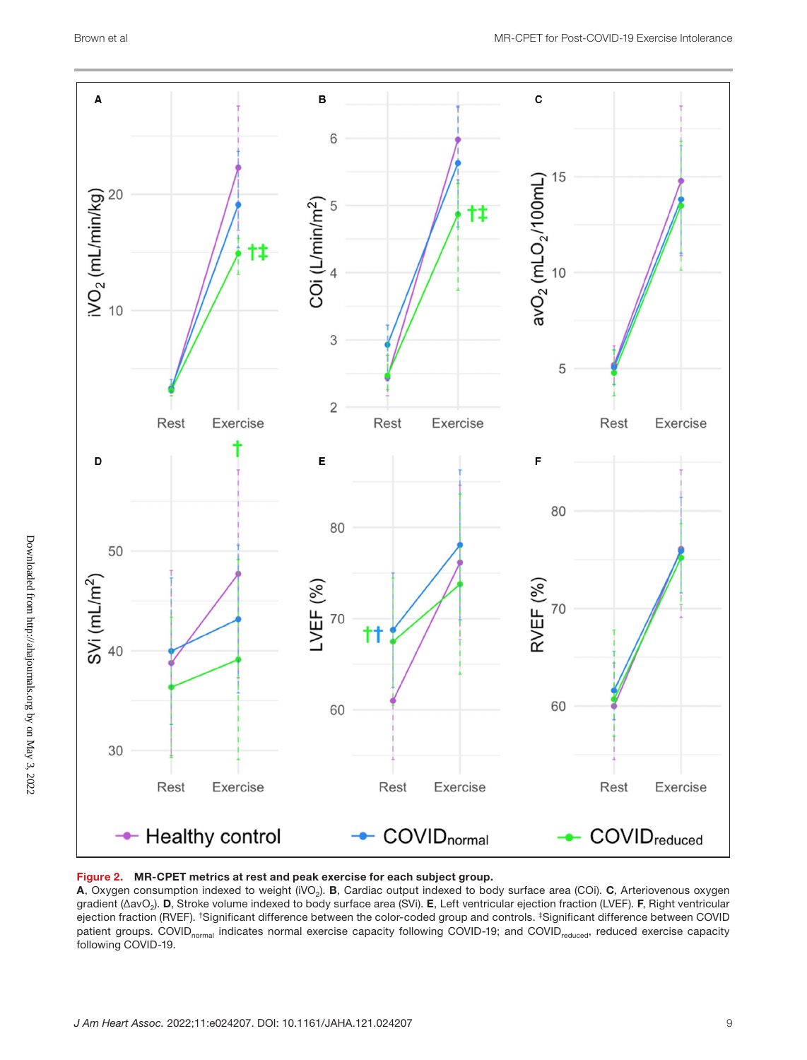**Figure 2. MR-CPET metrics at rest and peak exercise for each subject group.**

**A**, Oxygen consumption indexed to weight ($iVO_2$). **B**, Cardiac output indexed to body surface area (COi). **C**, Arteriovenous oxygen gradient ($\Delta avO_2$). **D**, Stroke volume indexed to body surface area (SVi). **E**, Left ventricular ejection fraction (LVEF). **F**, Right ventricular ejection fraction (RVEF). †Significant difference between the color-coded group and controls. ‡Significant difference between COVID patient groups. $COVID_{normal}$ indicates normal exercise capacity following COVID-19; and $COVID_{reduced}$, reduced exercise capacity following COVID-19.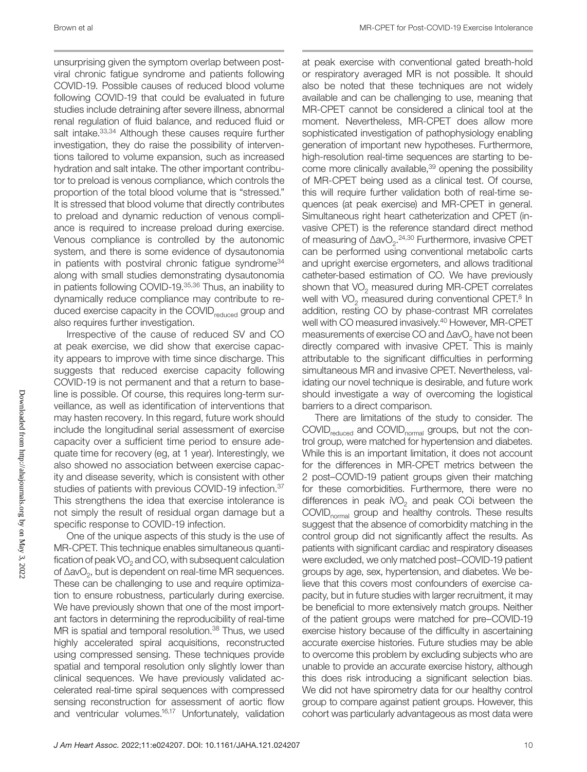unsurprising given the symptom overlap between postviral chronic fatigue syndrome and patients following COVID-19. Possible causes of reduced blood volume following COVID-19 that could be evaluated in future studies include detraining after severe illness, abnormal renal regulation of fluid balance, and reduced fluid or salt intake.[33,34] Although these causes require further investigation, they do raise the possibility of interventions tailored to volume expansion, such as increased hydration and salt intake. The other important contributor to preload is venous compliance, which controls the proportion of the total blood volume that is "stressed." It is stressed that blood volume that directly contributes to preload and dynamic reduction of venous compliance is required to increase preload during exercise. Venous compliance is controlled by the autonomic system, and there is some evidence of dysautonomia in patients with postviral chronic fatigue syndrome[34] along with small studies demonstrating dysautonomia in patients following COVID-19.[35,36] Thus, an inability to dynamically reduce compliance may contribute to reduced exercise capacity in the $COVID_{reduced}$ group and also requires further investigation.

Irrespective of the cause of reduced SV and CO at peak exercise, we did show that exercise capacity appears to improve with time since discharge. This suggests that reduced exercise capacity following COVID-19 is not permanent and that a return to baseline is possible. Of course, this requires long-term surveillance, as well as identification of interventions that may hasten recovery. In this regard, future work should include the longitudinal serial assessment of exercise capacity over a sufficient time period to ensure adequate time for recovery (eg, at 1 year). Interestingly, we also showed no association between exercise capacity and disease severity, which is consistent with other studies of patients with previous COVID-19 infection.[37] This strengthens the idea that exercise intolerance is not simply the result of residual organ damage but a specific response to COVID-19 infection.

One of the unique aspects of this study is the use of MR-CPET. This technique enables simultaneous quantification of peak $VO_2$ and CO, with subsequent calculation of $\Delta avO_2$, but is dependent on real-time MR sequences. These can be challenging to use and require optimization to ensure robustness, particularly during exercise. We have previously shown that one of the most important factors in determining the reproducibility of real-time MR is spatial and temporal resolution.[38] Thus, we used highly accelerated spiral acquisitions, reconstructed using compressed sensing. These techniques provide spatial and temporal resolution only slightly lower than clinical sequences. We have previously validated accelerated real-time spiral sequences with compressed sensing reconstruction for assessment of aortic flow and ventricular volumes.[16,17] Unfortunately, validation at peak exercise with conventional gated breath-hold or respiratory averaged MR is not possible. It should also be noted that these techniques are not widely available and can be challenging to use, meaning that MR-CPET cannot be considered a clinical tool at the moment. Nevertheless, MR-CPET does allow more sophisticated investigation of pathophysiology enabling generation of important new hypotheses. Furthermore, high-resolution real-time sequences are starting to become more clinically available,[39] opening the possibility of MR-CPET being used as a clinical test. Of course, this will require further validation both of real-time sequences (at peak exercise) and MR-CPET in general. Simultaneous right heart catheterization and CPET (invasive CPET) is the reference standard direct method of measuring of $\Delta avO_2$.[24,30] Furthermore, invasive CPET can be performed using conventional metabolic carts and upright exercise ergometers, and allows traditional catheter-based estimation of CO. We have previously shown that $VO_2$ measured during MR-CPET correlates well with $VO_2$ measured during conventional CPET.[8] In addition, resting CO by phase-contrast MR correlates well with CO measured invasively.[40] However, MR-CPET measurements of exercise CO and $\Delta avO_2$ have not been directly compared with invasive CPET. This is mainly attributable to the significant difficulties in performing simultaneous MR and invasive CPET. Nevertheless, validating our novel technique is desirable, and future work should investigate a way of overcoming the logistical barriers to a direct comparison.

There are limitations of the study to consider. The $COVID_{reduced}$ and $COVID_{normal}$ groups, but not the control group, were matched for hypertension and diabetes. While this is an important limitation, it does not account for the differences in MR-CPET metrics between the 2 post–COVID-19 patient groups given their matching for these comorbidities. Furthermore, there were no differences in peak $iVO_2$ and peak COi between the $COVID_{normal}$ group and healthy controls. These results suggest that the absence of comorbidity matching in the control group did not significantly affect the results. As patients with significant cardiac and respiratory diseases were excluded, we only matched post–COVID-19 patient groups by age, sex, hypertension, and diabetes. We believe that this covers most confounders of exercise capacity, but in future studies with larger recruitment, it may be beneficial to more extensively match groups. Neither of the patient groups were matched for pre–COVID-19 exercise history because of the difficulty in ascertaining accurate exercise histories. Future studies may be able to overcome this problem by excluding subjects who are unable to provide an accurate exercise history, although this does risk introducing a significant selection bias. We did not have spirometry data for our healthy control group to compare against patient groups. However, this cohort was particularly advantageous as most data were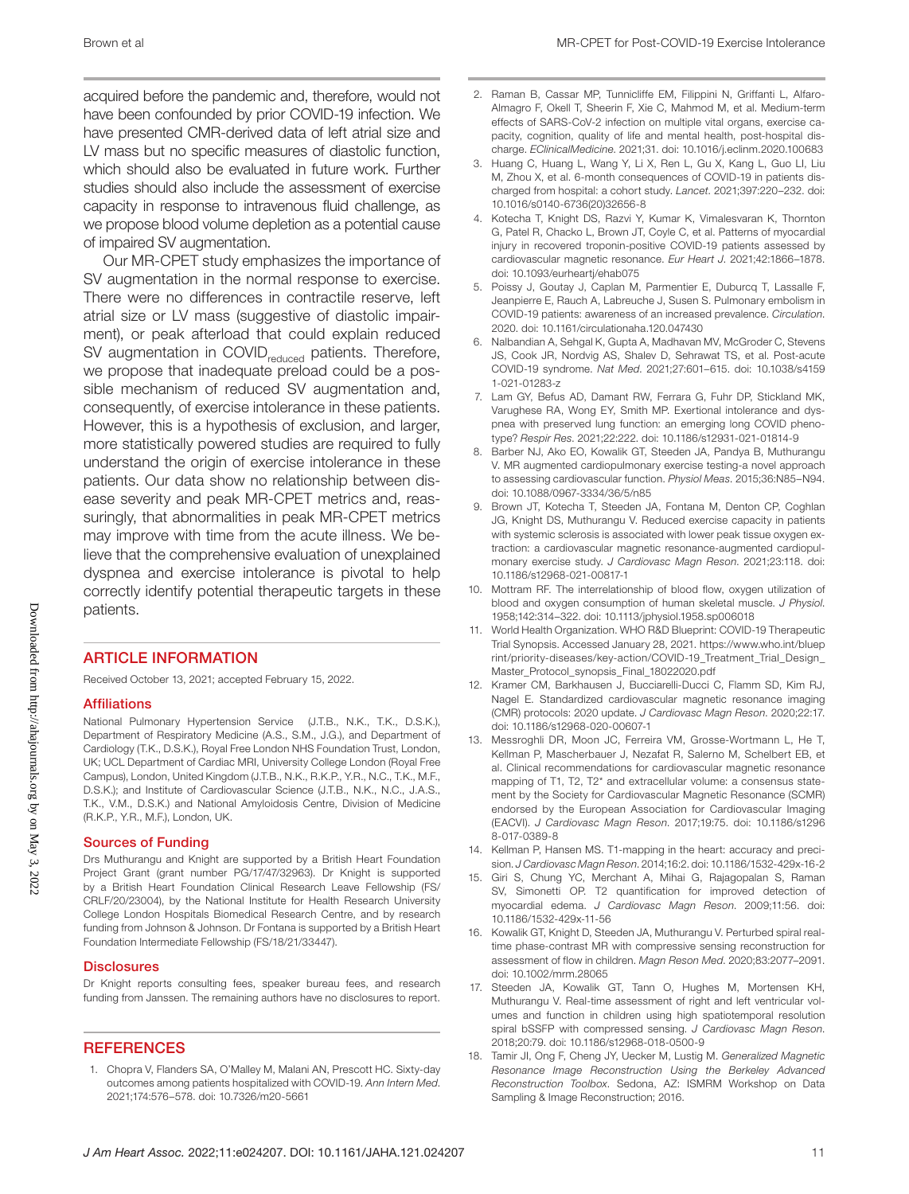acquired before the pandemic and, therefore, would not have been confounded by prior COVID-19 infection. We have presented CMR-derived data of left atrial size and LV mass but no specific measures of diastolic function, which should also be evaluated in future work. Further studies should also include the assessment of exercise capacity in response to intravenous fluid challenge, as we propose blood volume depletion as a potential cause of impaired SV augmentation.

Our MR-CPET study emphasizes the importance of SV augmentation in the normal response to exercise. There were no differences in contractile reserve, left atrial size or LV mass (suggestive of diastolic impairment), or peak afterload that could explain reduced SV augmentation in $COVID_{reduced}$ patients. Therefore, we propose that inadequate preload could be a possible mechanism of reduced SV augmentation and, consequently, of exercise intolerance in these patients. However, this is a hypothesis of exclusion, and larger, more statistically powered studies are required to fully understand the origin of exercise intolerance in these patients. Our data show no relationship between disease severity and peak MR-CPET metrics and, reassuringly, that abnormalities in peak MR-CPET metrics may improve with time from the acute illness. We believe that the comprehensive evaluation of unexplained dyspnea and exercise intolerance is pivotal to help correctly identify potential therapeutic targets in these patients.

## ARTICLE INFORMATION

Received October 13, 2021; accepted February 15, 2022.

### Affiliations

National Pulmonary Hypertension Service (J.T.B., N.K., T.K., D.S.K.), Department of Respiratory Medicine (A.S., S.M., J.G.), and Department of Cardiology (T.K., D.S.K.), Royal Free London NHS Foundation Trust, London, UK; UCL Department of Cardiac MRI, University College London (Royal Free Campus), London, United Kingdom (J.T.B., N.K., R.K.P., Y.R., N.C., T.K., M.F., D.S.K.); and Institute of Cardiovascular Science (J.T.B., N.K., N.C., J.A.S., T.K., V.M., D.S.K.) and National Amyloidosis Centre, Division of Medicine (R.K.P., Y.R., M.F.), London, UK.

### Sources of Funding

Drs Muthurangu and Knight are supported by a British Heart Foundation Project Grant (grant number PG/17/47/32963). Dr Knight is supported by a British Heart Foundation Clinical Research Leave Fellowship (FS/CRLF/20/23004), by the National Institute for Health Research University College London Hospitals Biomedical Research Centre, and by research funding from Johnson & Johnson. Dr Fontana is supported by a British Heart Foundation Intermediate Fellowship (FS/18/21/33447).

### Disclosures

Dr Knight reports consulting fees, speaker bureau fees, and research funding from Janssen. The remaining authors have no disclosures to report.

## REFERENCES

1. Chopra V, Flanders SA, O'Malley M, Malani AN, Prescott HC. Sixty-day outcomes among patients hospitalized with COVID-19. *Ann Intern Med*. 2021;174:576–578. doi: 10.7326/m20-5661
2. Raman B, Cassar MP, Tunnicliffe EM, Filippini N, Griffanti L, Alfaro-Almagro F, Okell T, Sheerin F, Xie C, Mahmod M, et al. Medium-term effects of SARS-CoV-2 infection on multiple vital organs, exercise capacity, cognition, quality of life and mental health, post-hospital discharge. *EClinicalMedicine*. 2021;31. doi: 10.1016/j.eclinm.2020.100683
3. Huang C, Huang L, Wang Y, Li X, Ren L, Gu X, Kang L, Guo LI, Liu M, Zhou X, et al. 6-month consequences of COVID-19 in patients discharged from hospital: a cohort study. *Lancet*. 2021;397:220–232. doi: 10.1016/s0140-6736(20)32656-8
4. Kotecha T, Knight DS, Razvi Y, Kumar K, Vimalesvaran K, Thornton G, Patel R, Chacko L, Brown JT, Coyle C, et al. Patterns of myocardial injury in recovered troponin-positive COVID-19 patients assessed by cardiovascular magnetic resonance. *Eur Heart J*. 2021;42:1866–1878. doi: 10.1093/eurheartj/ehab075
5. Poissy J, Goutay J, Caplan M, Parmentier E, Duburcq T, Lassalle F, Jeanpierre E, Rauch A, Labreuche J, Susen S. Pulmonary embolism in COVID-19 patients: awareness of an increased prevalence. *Circulation*. 2020. doi: 10.1161/circulationaha.120.047430
6. Nalbandian A, Sehgal K, Gupta A, Madhavan MV, McGroder C, Stevens JS, Cook JR, Nordvig AS, Shalev D, Sehrawat TS, et al. Post-acute COVID-19 syndrome. *Nat Med*. 2021;27:601–615. doi: 10.1038/s41591-021-01283-z
7. Lam GY, Befus AD, Damant RW, Ferrara G, Fuhr DP, Stickland MK, Varughese RA, Wong EY, Smith MP. Exertional intolerance and dyspnea with preserved lung function: an emerging long COVID phenotype? *Respir Res*. 2021;22:222. doi: 10.1186/s12931-021-01814-9
8. Barber NJ, Ako EO, Kowalik GT, Steeden JA, Pandya B, Muthurangu V. MR augmented cardiopulmonary exercise testing-a novel approach to assessing cardiovascular function. *Physiol Meas*. 2015;36:N85–N94. doi: 10.1088/0967-3334/36/5/n85
9. Brown JT, Kotecha T, Steeden JA, Fontana M, Denton CP, Coghlan JG, Knight DS, Muthurangu V. Reduced exercise capacity in patients with systemic sclerosis is associated with lower peak tissue oxygen extraction: a cardiovascular magnetic resonance-augmented cardiopulmonary exercise study. *J Cardiovasc Magn Reson*. 2021;23:118. doi: 10.1186/s12968-021-00817-1
10. Mottram RF. The interrelationship of blood flow, oxygen utilization of blood and oxygen consumption of human skeletal muscle. *J Physiol*. 1958;142:314–322. doi: 10.1113/jphysiol.1958.sp006018
11. World Health Organization. WHO R&D Blueprint: COVID-19 Therapeutic Trial Synopsis. Accessed January 28, 2021. https://www.who.int/blueprint/priority-diseases/key-action/COVID-19_Treatment_Trial_Design_Master_Protocol_synopsis_Final_18022020.pdf
12. Kramer CM, Barkhausen J, Bucciarelli-Ducci C, Flamm SD, Kim RJ, Nagel E. Standardized cardiovascular magnetic resonance imaging (CMR) protocols: 2020 update. *J Cardiovasc Magn Reson*. 2020;22:17. doi: 10.1186/s12968-020-00607-1
13. Messroghli DR, Moon JC, Ferreira VM, Grosse-Wortmann L, He T, Kellman P, Mascherbauer J, Nezafat R, Salerno M, Schelbert EB, et al. Clinical recommendations for cardiovascular magnetic resonance mapping of T1, T2, T2* and extracellular volume: a consensus statement by the Society for Cardiovascular Magnetic Resonance (SCMR) endorsed by the European Association for Cardiovascular Imaging (EACVI). *J Cardiovasc Magn Reson*. 2017;19:75. doi: 10.1186/s12968-017-0389-8
14. Kellman P, Hansen MS. T1-mapping in the heart: accuracy and precision. *J Cardiovasc Magn Reson*. 2014;16:2. doi: 10.1186/1532-429x-16-2
15. Giri S, Chung YC, Merchant A, Mihai G, Rajagopalan S, Raman SV, Simonetti OP. T2 quantification for improved detection of myocardial edema. *J Cardiovasc Magn Reson*. 2009;11:56. doi: 10.1186/1532-429x-11-56
16. Kowalik GT, Knight D, Steeden JA, Muthurangu V. Perturbed spiral real-time phase-contrast MR with compressive sensing reconstruction for assessment of flow in children. *Magn Reson Med*. 2020;83:2077–2091. doi: 10.1002/mrm.28065
17. Steeden JA, Kowalik GT, Tann O, Hughes M, Mortensen KH, Muthurangu V. Real-time assessment of right and left ventricular volumes and function in children using high spatiotemporal resolution spiral bSSFP with compressed sensing. *J Cardiovasc Magn Reson*. 2018;20:79. doi: 10.1186/s12968-018-0500-9
18. Tamir JI, Ong F, Cheng JY, Uecker M, Lustig M. *Generalized Magnetic Resonance Image Reconstruction Using the Berkeley Advanced Reconstruction Toolbox*. Sedona, AZ: ISMRM Workshop on Data Sampling & Image Reconstruction; 2016.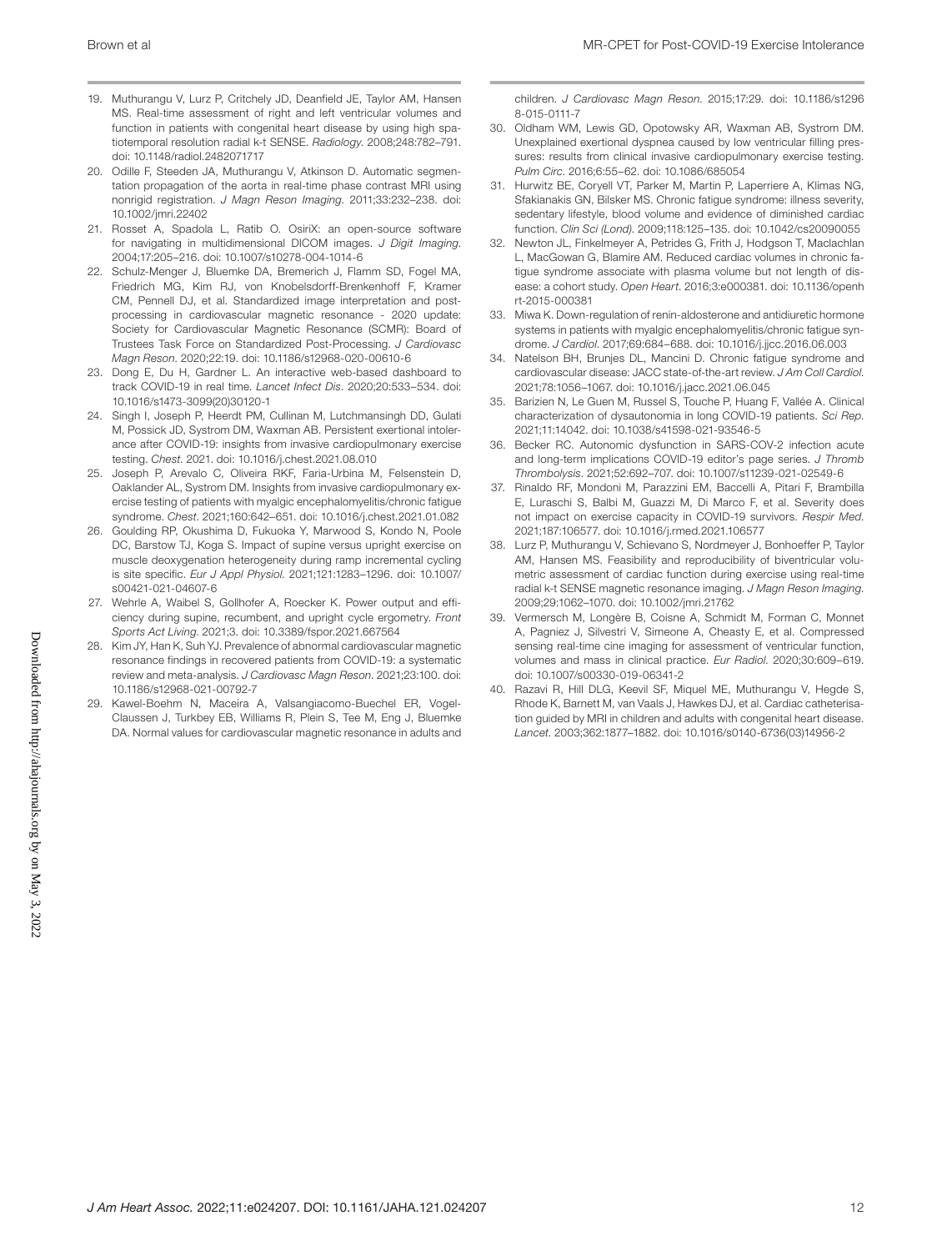19. Muthurangu V, Lurz P, Critchely JD, Deanfield JE, Taylor AM, Hansen MS. Real-time assessment of right and left ventricular volumes and function in patients with congenital heart disease by using high spatiotemporal resolution radial k-t SENSE. *Radiology*. 2008;248:782–791. doi: 10.1148/radiol.2482071717
20. Odille F, Steeden JA, Muthurangu V, Atkinson D. Automatic segmentation propagation of the aorta in real-time phase contrast MRI using nonrigid registration. *J Magn Reson Imaging*. 2011;33:232–238. doi: 10.1002/jmri.22402
21. Rosset A, Spadola L, Ratib O. OsiriX: an open-source software for navigating in multidimensional DICOM images. *J Digit Imaging*. 2004;17:205–216. doi: 10.1007/s10278-004-1014-6
22. Schulz-Menger J, Bluemke DA, Bremerich J, Flamm SD, Fogel MA, Friedrich MG, Kim RJ, von Knobelsdorff-Brenkenhoff F, Kramer CM, Pennell DJ, et al. Standardized image interpretation and post-processing in cardiovascular magnetic resonance - 2020 update: Society for Cardiovascular Magnetic Resonance (SCMR): Board of Trustees Task Force on Standardized Post-Processing. *J Cardiovasc Magn Reson*. 2020;22:19. doi: 10.1186/s12968-020-00610-6
23. Dong E, Du H, Gardner L. An interactive web-based dashboard to track COVID-19 in real time. *Lancet Infect Dis*. 2020;20:533–534. doi: 10.1016/s1473-3099(20)30120-1
24. Singh I, Joseph P, Heerdt PM, Cullinan M, Lutchmansingh DD, Gulati M, Possick JD, Systrom DM, Waxman AB. Persistent exertional intolerance after COVID-19: insights from invasive cardiopulmonary exercise testing. *Chest*. 2021. doi: 10.1016/j.chest.2021.08.010
25. Joseph P, Arevalo C, Oliveira RKF, Faria-Urbina M, Felsenstein D, Oaklander AL, Systrom DM. Insights from invasive cardiopulmonary exercise testing of patients with myalgic encephalomyelitis/chronic fatigue syndrome. *Chest*. 2021;160:642–651. doi: 10.1016/j.chest.2021.01.082
26. Goulding RP, Okushima D, Fukuoka Y, Marwood S, Kondo N, Poole DC, Barstow TJ, Koga S. Impact of supine versus upright exercise on muscle deoxygenation heterogeneity during ramp incremental cycling is site specific. *Eur J Appl Physiol*. 2021;121:1283–1296. doi: 10.1007/s00421-021-04607-6
27. Wehrle A, Waibel S, Gollhofer A, Roecker K. Power output and efficiency during supine, recumbent, and upright cycle ergometry. *Front Sports Act Living*. 2021;3. doi: 10.3389/fspor.2021.667564
28. Kim JY, Han K, Suh YJ. Prevalence of abnormal cardiovascular magnetic resonance findings in recovered patients from COVID-19: a systematic review and meta-analysis. *J Cardiovasc Magn Reson*. 2021;23:100. doi: 10.1186/s12968-021-00792-7
29. Kawel-Boehm N, Maceira A, Valsangiacomo-Buechel ER, Vogel-Claussen J, Turkbey EB, Williams R, Plein S, Tee M, Eng J, Bluemke DA. Normal values for cardiovascular magnetic resonance in adults and children. *J Cardiovasc Magn Reson*. 2015;17:29. doi: 10.1186/s12968-015-0111-7
30. Oldham WM, Lewis GD, Opotowsky AR, Waxman AB, Systrom DM. Unexplained exertional dyspnea caused by low ventricular filling pressures: results from clinical invasive cardiopulmonary exercise testing. *Pulm Circ*. 2016;6:55–62. doi: 10.1086/685054
31. Hurwitz BE, Coryell VT, Parker M, Martin P, Laperriere A, Klimas NG, Sfakianakis GN, Bilsker MS. Chronic fatigue syndrome: illness severity, sedentary lifestyle, blood volume and evidence of diminished cardiac function. *Clin Sci (Lond)*. 2009;118:125–135. doi: 10.1042/cs20090055
32. Newton JL, Finkelmeyer A, Petrides G, Frith J, Hodgson T, Maclachlan L, MacGowan G, Blamire AM. Reduced cardiac volumes in chronic fatigue syndrome associate with plasma volume but not length of disease: a cohort study. *Open Heart*. 2016;3:e000381. doi: 10.1136/openhrt-2015-000381
33. Miwa K. Down-regulation of renin-aldosterone and antidiuretic hormone systems in patients with myalgic encephalomyelitis/chronic fatigue syndrome. *J Cardiol*. 2017;69:684–688. doi: 10.1016/j.jjcc.2016.06.003
34. Natelson BH, Brunjes DL, Mancini D. Chronic fatigue syndrome and cardiovascular disease: JACC state-of-the-art review. *J Am Coll Cardiol*. 2021;78:1056–1067. doi: 10.1016/j.jacc.2021.06.045
35. Barizien N, Le Guen M, Russel S, Touche P, Huang F, Vallée A. Clinical characterization of dysautonomia in long COVID-19 patients. *Sci Rep*. 2021;11:14042. doi: 10.1038/s41598-021-93546-5
36. Becker RC. Autonomic dysfunction in SARS-COV-2 infection acute and long-term implications COVID-19 editor's page series. *J Thromb Thrombolysis*. 2021;52:692–707. doi: 10.1007/s11239-021-02549-6
37. Rinaldo RF, Mondoni M, Parazzini EM, Baccelli A, Pitari F, Brambilla E, Luraschi S, Balbi M, Guazzi M, Di Marco F, et al. Severity does not impact on exercise capacity in COVID-19 survivors. *Respir Med*. 2021;187:106577. doi: 10.1016/j.rmed.2021.106577
38. Lurz P, Muthurangu V, Schievano S, Nordmeyer J, Bonhoeffer P, Taylor AM, Hansen MS. Feasibility and reproducibility of biventricular volumetric assessment of cardiac function during exercise using real-time radial k-t SENSE magnetic resonance imaging. *J Magn Reson Imaging*. 2009;29:1062–1070. doi: 10.1002/jmri.21762
39. Vermersch M, Longère B, Coisne A, Schmidt M, Forman C, Monnet A, Pagniez J, Silvestri V, Simeone A, Cheasty E, et al. Compressed sensing real-time cine imaging for assessment of ventricular function, volumes and mass in clinical practice. *Eur Radiol*. 2020;30:609–619. doi: 10.1007/s00330-019-06341-2
40. Razavi R, Hill DLG, Keevil SF, Miquel ME, Muthurangu V, Hegde S, Rhode K, Barnett M, van Vaals J, Hawkes DJ, et al. Cardiac catheterisation guided by MRI in children and adults with congenital heart disease. *Lancet*. 2003;362:1877–1882. doi: 10.1016/s0140-6736(03)14956-2